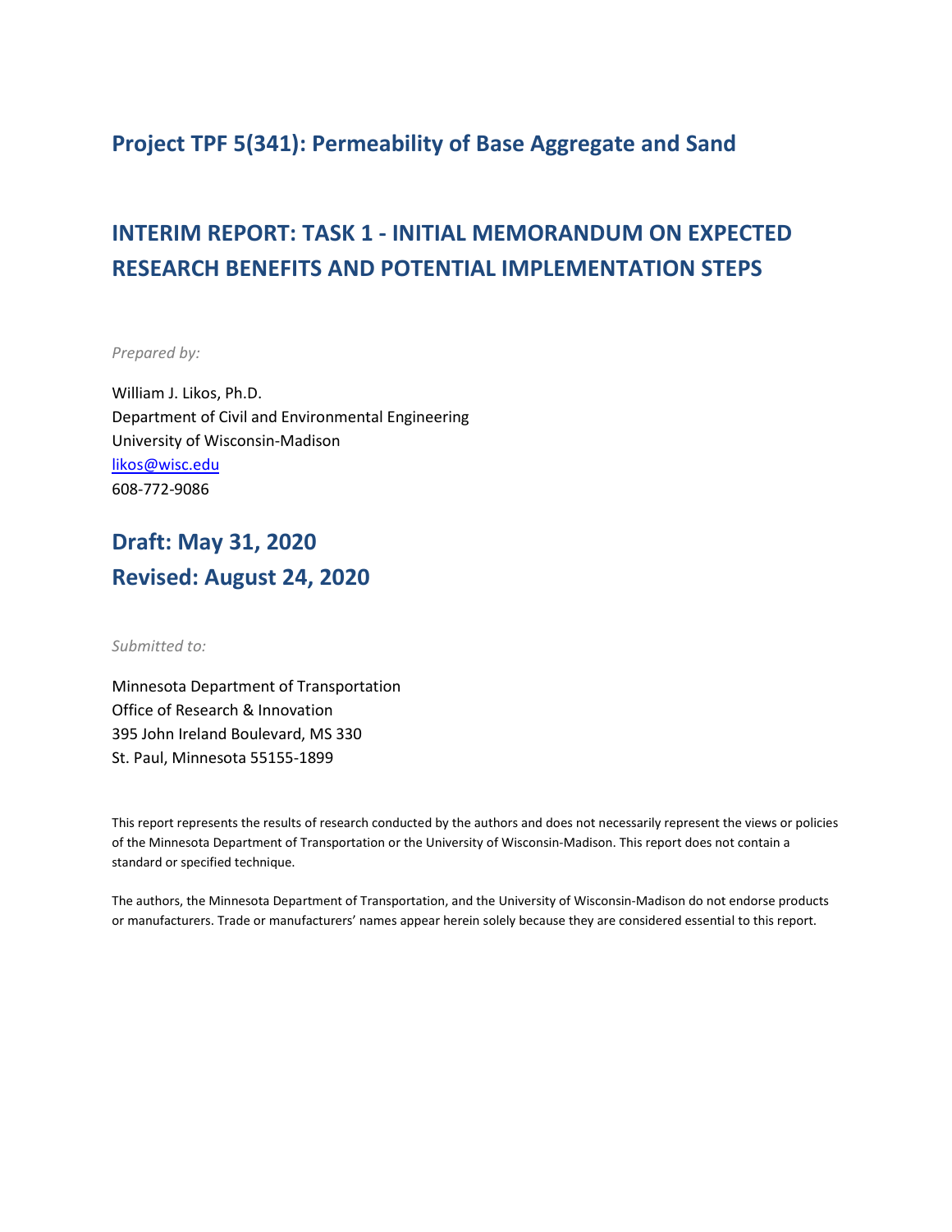# Project TPF 5(341): Permeability of Base Aggregate and Sand

# INTERIM REPORT: TASK 1 - INITIAL MEMORANDUM ON EXPECTED RESEARCH BENEFITS AND POTENTIAL IMPLEMENTATION STEPS

*Prepared by:*

William J. Likos, Ph.D.
Department of Civil and Environmental Engineering
University of Wisconsin-Madison
likos@wisc.edu
608-772-9086

## Draft: May 31, 2020
## Revised: August 24, 2020

*Submitted to:*

Minnesota Department of Transportation
Office of Research & Innovation
395 John Ireland Boulevard, MS 330
St. Paul, Minnesota 55155-1899

This report represents the results of research conducted by the authors and does not necessarily represent the views or policies of the Minnesota Department of Transportation or the University of Wisconsin-Madison. This report does not contain a standard or specified technique.

The authors, the Minnesota Department of Transportation, and the University of Wisconsin-Madison do not endorse products or manufacturers. Trade or manufacturers' names appear herein solely because they are considered essential to this report.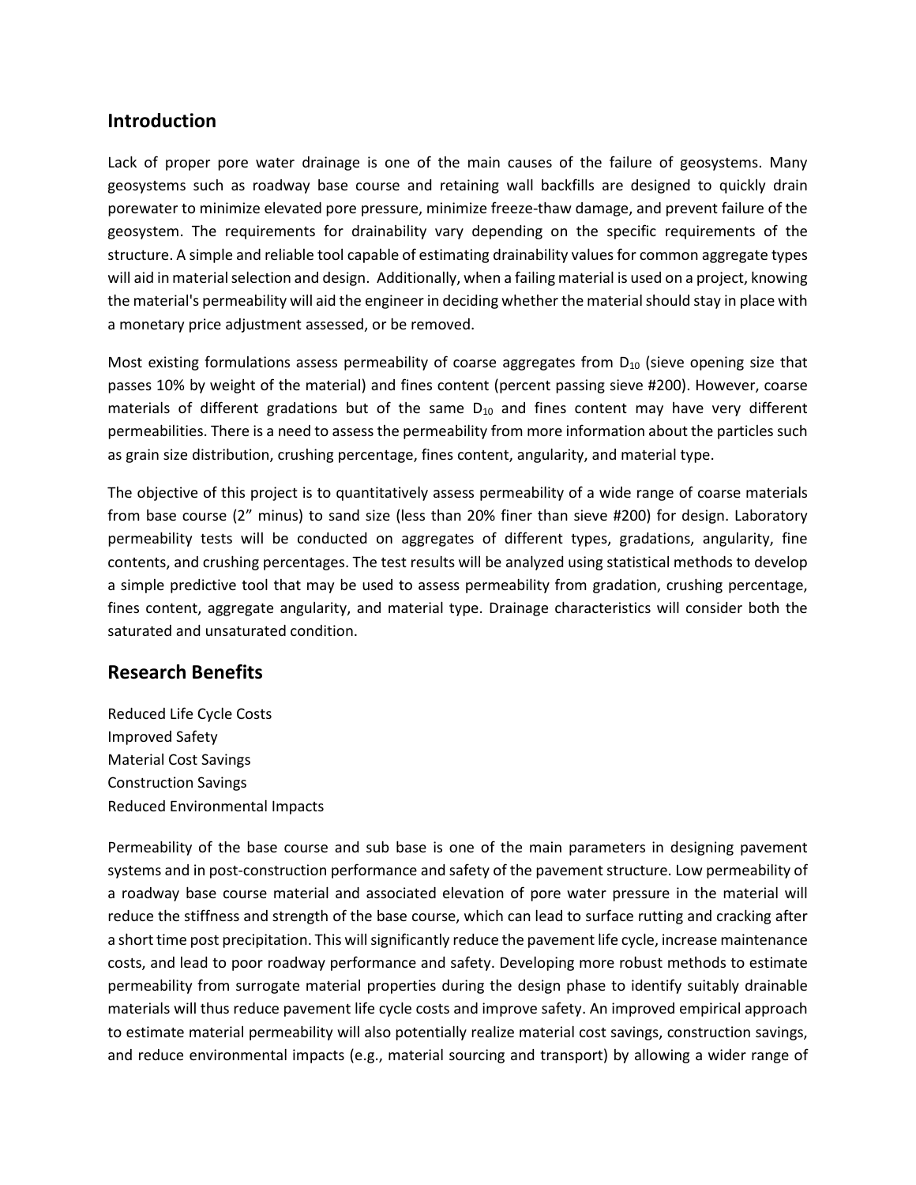## Introduction

Lack of proper pore water drainage is one of the main causes of the failure of geosystems. Many geosystems such as roadway base course and retaining wall backfills are designed to quickly drain porewater to minimize elevated pore pressure, minimize freeze-thaw damage, and prevent failure of the geosystem. The requirements for drainability vary depending on the specific requirements of the structure. A simple and reliable tool capable of estimating drainability values for common aggregate types will aid in material selection and design. Additionally, when a failing material is used on a project, knowing the material's permeability will aid the engineer in deciding whether the material should stay in place with a monetary price adjustment assessed, or be removed.

Most existing formulations assess permeability of coarse aggregates from $D_{10}$ (sieve opening size that passes 10% by weight of the material) and fines content (percent passing sieve #200). However, coarse materials of different gradations but of the same $D_{10}$ and fines content may have very different permeabilities. There is a need to assess the permeability from more information about the particles such as grain size distribution, crushing percentage, fines content, angularity, and material type.

The objective of this project is to quantitatively assess permeability of a wide range of coarse materials from base course (2” minus) to sand size (less than 20% finer than sieve #200) for design. Laboratory permeability tests will be conducted on aggregates of different types, gradations, angularity, fine contents, and crushing percentages. The test results will be analyzed using statistical methods to develop a simple predictive tool that may be used to assess permeability from gradation, crushing percentage, fines content, aggregate angularity, and material type. Drainage characteristics will consider both the saturated and unsaturated condition.

## Research Benefits

Reduced Life Cycle Costs
Improved Safety
Material Cost Savings
Construction Savings
Reduced Environmental Impacts

Permeability of the base course and sub base is one of the main parameters in designing pavement systems and in post-construction performance and safety of the pavement structure. Low permeability of a roadway base course material and associated elevation of pore water pressure in the material will reduce the stiffness and strength of the base course, which can lead to surface rutting and cracking after a short time post precipitation. This will significantly reduce the pavement life cycle, increase maintenance costs, and lead to poor roadway performance and safety. Developing more robust methods to estimate permeability from surrogate material properties during the design phase to identify suitably drainable materials will thus reduce pavement life cycle costs and improve safety. An improved empirical approach to estimate material permeability will also potentially realize material cost savings, construction savings, and reduce environmental impacts (e.g., material sourcing and transport) by allowing a wider range of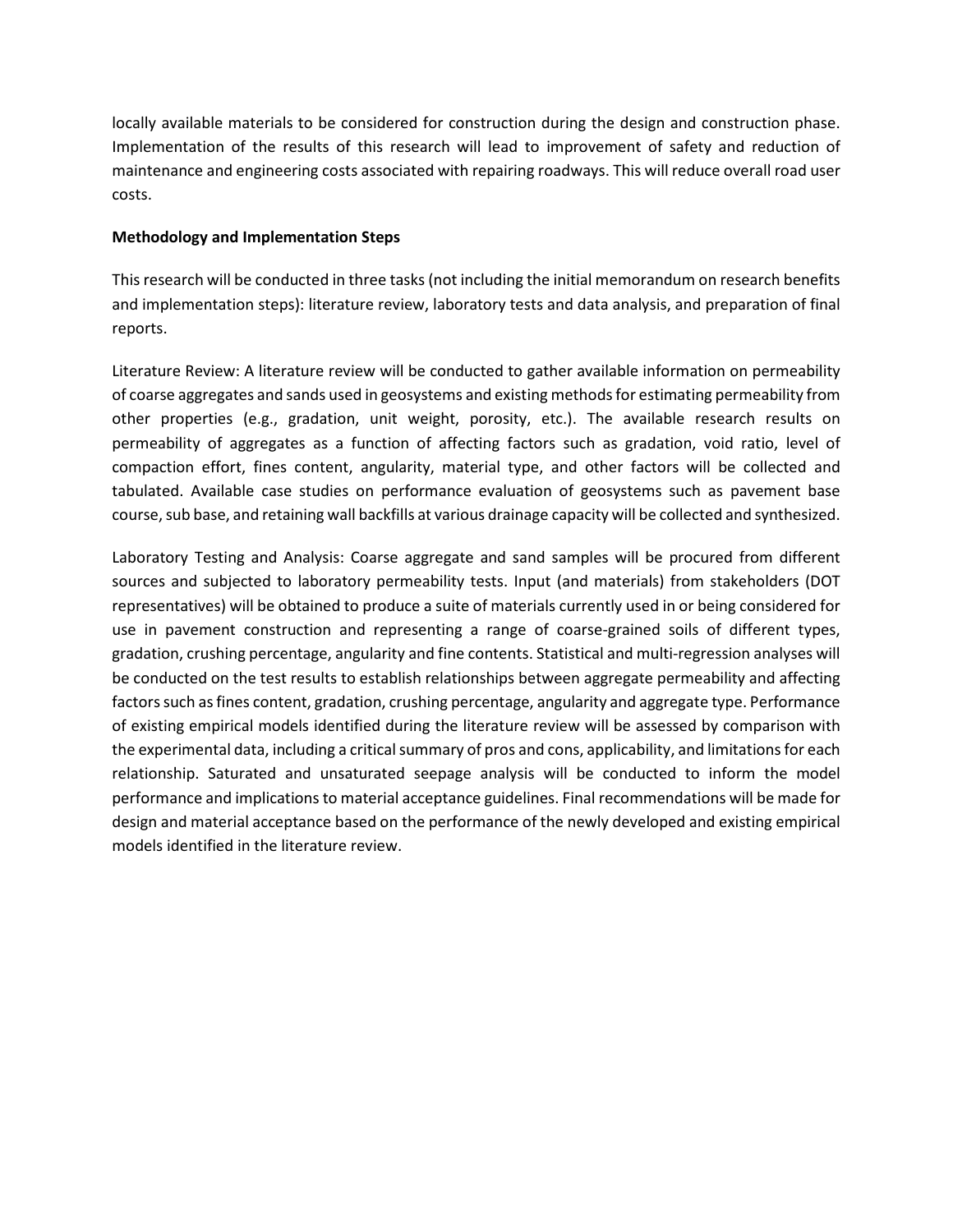locally available materials to be considered for construction during the design and construction phase. Implementation of the results of this research will lead to improvement of safety and reduction of maintenance and engineering costs associated with repairing roadways. This will reduce overall road user costs.

**Methodology and Implementation Steps**

This research will be conducted in three tasks (not including the initial memorandum on research benefits and implementation steps): literature review, laboratory tests and data analysis, and preparation of final reports.

Literature Review: A literature review will be conducted to gather available information on permeability of coarse aggregates and sands used in geosystems and existing methods for estimating permeability from other properties (e.g., gradation, unit weight, porosity, etc.). The available research results on permeability of aggregates as a function of affecting factors such as gradation, void ratio, level of compaction effort, fines content, angularity, material type, and other factors will be collected and tabulated. Available case studies on performance evaluation of geosystems such as pavement base course, sub base, and retaining wall backfills at various drainage capacity will be collected and synthesized.

Laboratory Testing and Analysis: Coarse aggregate and sand samples will be procured from different sources and subjected to laboratory permeability tests. Input (and materials) from stakeholders (DOT representatives) will be obtained to produce a suite of materials currently used in or being considered for use in pavement construction and representing a range of coarse-grained soils of different types, gradation, crushing percentage, angularity and fine contents. Statistical and multi-regression analyses will be conducted on the test results to establish relationships between aggregate permeability and affecting factors such as fines content, gradation, crushing percentage, angularity and aggregate type. Performance of existing empirical models identified during the literature review will be assessed by comparison with the experimental data, including a critical summary of pros and cons, applicability, and limitations for each relationship. Saturated and unsaturated seepage analysis will be conducted to inform the model performance and implications to material acceptance guidelines. Final recommendations will be made for design and material acceptance based on the performance of the newly developed and existing empirical models identified in the literature review.